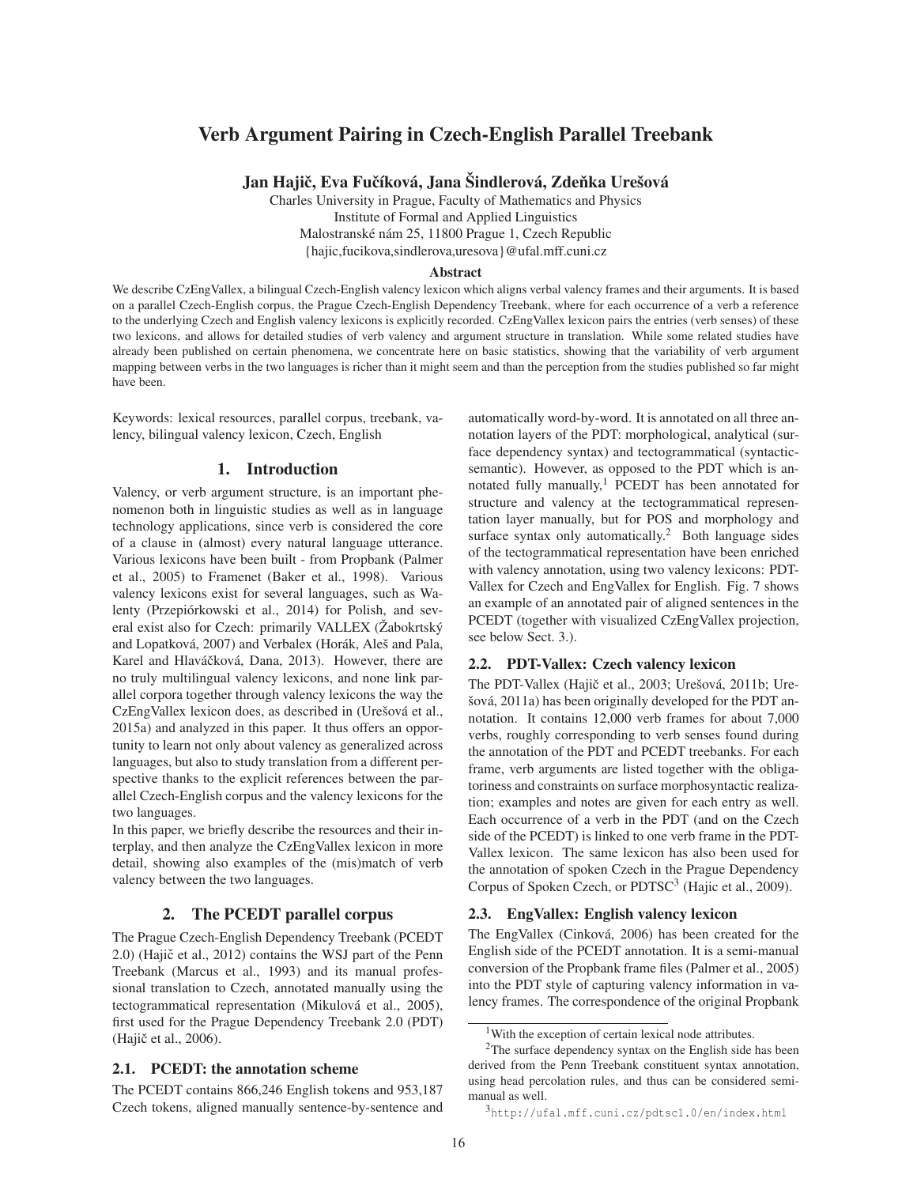# Verb Argument Pairing in Czech-English Parallel Treebank

**Jan Hajič, Eva Fučíková, Jana Šindlerová, Zdeňka Urešová**

Charles University in Prague, Faculty of Mathematics and Physics
Institute of Formal and Applied Linguistics
Malostranské nám 25, 11800 Prague 1, Czech Republic
{hajic,fucikova,sindlerova,uresova}@ufal.mff.cuni.cz

### Abstract

We describe CzEngVallex, a bilingual Czech-English valency lexicon which aligns verbal valency frames and their arguments. It is based on a parallel Czech-English corpus, the Prague Czech-English Dependency Treebank, where for each occurrence of a verb a reference to the underlying Czech and English valency lexicons is explicitly recorded. CzEngVallex lexicon pairs the entries (verb senses) of these two lexicons, and allows for detailed studies of verb valency and argument structure in translation. While some related studies have already been published on certain phenomena, we concentrate here on basic statistics, showing that the variability of verb argument mapping between verbs in the two languages is richer than it might seem and than the perception from the studies published so far might have been.

Keywords: lexical resources, parallel corpus, treebank, valency, bilingual valency lexicon, Czech, English

## 1. Introduction

Valency, or verb argument structure, is an important phenomenon both in linguistic studies as well as in language technology applications, since verb is considered the core of a clause in (almost) every natural language utterance. Various lexicons have been built - from Propbank (Palmer et al., 2005) to Framenet (Baker et al., 1998). Various valency lexicons exist for several languages, such as Walenty (Przepiórkowski et al., 2014) for Polish, and several exist also for Czech: primarily VALLEX (Žabokrtský and Lopatková, 2007) and Verbalex (Horák, Aleš and Pala, Karel and Hlaváčková, Dana, 2013). However, there are no truly multilingual valency lexicons, and none link parallel corpora together through valency lexicons the way the CzEngVallex lexicon does, as described in (Urešová et al., 2015a) and analyzed in this paper. It thus offers an opportunity to learn not only about valency as generalized across languages, but also to study translation from a different perspective thanks to the explicit references between the parallel Czech-English corpus and the valency lexicons for the two languages.

In this paper, we briefly describe the resources and their interplay, and then analyze the CzEngVallex lexicon in more detail, showing also examples of the (mis)match of verb valency between the two languages.

## 2. The PCEDT parallel corpus

The Prague Czech-English Dependency Treebank (PCEDT 2.0) (Hajič et al., 2012) contains the WSJ part of the Penn Treebank (Marcus et al., 1993) and its manual professional translation to Czech, annotated manually using the tectogrammatical representation (Mikulová et al., 2005), first used for the Prague Dependency Treebank 2.0 (PDT) (Hajič et al., 2006).

### 2.1. PCEDT: the annotation scheme

The PCEDT contains 866,246 English tokens and 953,187 Czech tokens, aligned manually sentence-by-sentence and automatically word-by-word. It is annotated on all three annotation layers of the PDT: morphological, analytical (surface dependency syntax) and tectogrammatical (syntactic-semantic). However, as opposed to the PDT which is annotated fully manually,[1] PCEDT has been annotated for structure and valency at the tectogrammatical representation layer manually, but for POS and morphology and surface syntax only automatically.[2] Both language sides of the tectogrammatical representation have been enriched with valency annotation, using two valency lexicons: PDT-Vallex for Czech and EngVallex for English. Fig. 7 shows an example of an annotated pair of aligned sentences in the PCEDT (together with visualized CzEngVallex projection, see below Sect. 3.).

### 2.2. PDT-Vallex: Czech valency lexicon

The PDT-Vallex (Hajič et al., 2003; Urešová, 2011b; Urešová, 2011a) has been originally developed for the PDT annotation. It contains 12,000 verb frames for about 7,000 verbs, roughly corresponding to verb senses found during the annotation of the PDT and PCEDT treebanks. For each frame, verb arguments are listed together with the obligatoriness and constraints on surface morphosyntactic realization; examples and notes are given for each entry as well. Each occurrence of a verb in the PDT (and on the Czech side of the PCEDT) is linked to one verb frame in the PDT-Vallex lexicon. The same lexicon has also been used for the annotation of spoken Czech in the Prague Dependency Corpus of Spoken Czech, or PDTSC[3] (Hajic et al., 2009).

### 2.3. EngVallex: English valency lexicon

The EngVallex (Cinková, 2006) has been created for the English side of the PCEDT annotation. It is a semi-manual conversion of the Propbank frame files (Palmer et al., 2005) into the PDT style of capturing valency information in valency frames. The correspondence of the original Propbank

---

[1] With the exception of certain lexical node attributes.

[2] The surface dependency syntax on the English side has been derived from the Penn Treebank constituent syntax annotation, using head percolation rules, and thus can be considered semi-manual as well.

[3] http://ufal.mff.cuni.cz/pdtsc1.0/en/index.html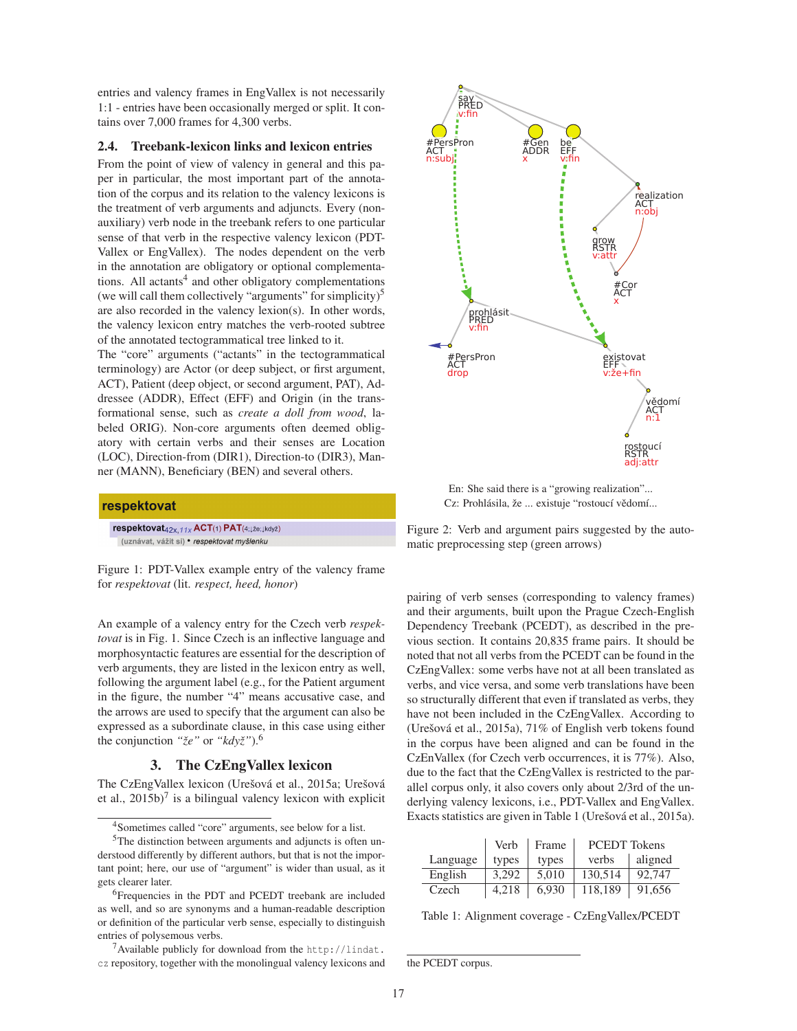entries and valency frames in EngVallex is not necessarily 1:1 - entries have been occasionally merged or split. It contains over 7,000 frames for 4,300 verbs.

### 2.4. Treebank-lexicon links and lexicon entries

From the point of view of valency in general and this paper in particular, the most important part of the annotation of the corpus and its relation to the valency lexicons is the treatment of verb arguments and adjuncts. Every (non-auxiliary) verb node in the treebank refers to one particular sense of that verb in the respective valency lexicon (PDT-Vallex or EngVallex). The nodes dependent on the verb in the annotation are obligatory or optional complementations. All actants[4] and other obligatory complementations (we will call them collectively "arguments" for simplicity)[5] are also recorded in the valency lexicon(s). In other words, the valency lexicon entry matches the verb-rooted subtree of the annotated tectogrammatical tree linked to it.

The "core" arguments ("actants" in the tectogrammatical terminology) are Actor (or deep subject, or first argument, ACT), Patient (deep object, or second argument, PAT), Addressee (ADDR), Effect (EFF) and Origin (in the transformational sense, such as *create a doll from wood*, labeled ORIG). Non-core arguments often deemed obligatory with certain verbs and their senses are Location (LOC), Direction-from (DIR1), Direction-to (DIR3), Manner (MANN), Beneficiary (BEN) and several others.

**respektovat**

**respektovat**42x, 11x **ACT**(1) **PAT**(4;↓že;↓když)
(uznávat, vážit si) • *respektovat myšlenku*

Figure 1: PDT-Vallex example entry of the valency frame for *respektovat* (lit. *respect, heed, honor*)

An example of a valency entry for the Czech verb *respektovat* is in Fig. 1. Since Czech is an inflective language and morphosyntactic features are essential for the description of verb arguments, they are listed in the lexicon entry as well, following the argument label (e.g., for the Patient argument in the figure, the number "4" means accusative case, and the arrows are used to specify that the argument can also be expressed as a subordinate clause, in this case using either the conjunction *"že"* or *"když"*).[6]

## 3. The CzEngVallex lexicon

The CzEngVallex lexicon (Urešová et al., 2015a; Urešová et al., 2015b)[7] is a bilingual valency lexicon with explicit pairing of verb senses (corresponding to valency frames) and their arguments, built upon the Prague Czech-English Dependency Treebank (PCEDT), as described in the previous section. It contains 20,835 frame pairs. It should be noted that not all verbs from the PCEDT can be found in the CzEngVallex: some verbs have not at all been translated as verbs, and vice versa, and some verb translations have been so structurally different that even if translated as verbs, they have not been included in the CzEngVallex. According to (Urešová et al., 2015a), 71% of English verb tokens found in the corpus have been aligned and can be found in the CzEnVallex (for Czech verb occurrences, it is 77%). Also, due to the fact that the CzEngVallex is restricted to the parallel corpus only, it also covers only about 2/3rd of the underlying valency lexicons, i.e., PDT-Vallex and EngVallex. Exacts statistics are given in Table 1 (Urešová et al., 2015a).

En: She said there is a "growing realization"...
Cz: Prohlásila, že ... existuje "rostoucí vědomí...

Figure 2: Verb and argument pairs suggested by the automatic preprocessing step (green arrows)

| Language | Verb types | Frame types | PCEDT Tokens verbs | aligned |
|---|---|---|---|---|
| English | 3,292 | 5,010 | 130,514 | 92,747 |
| Czech | 4,218 | 6,930 | 118,189 | 91,656 |

Table 1: Alignment coverage - CzEngVallex/PCEDT

[4] Sometimes called "core" arguments, see below for a list.

[5] The distinction between arguments and adjuncts is often understood differently by different authors, but that is not the important point; here, our use of "argument" is wider than usual, as it gets clearer later.

[6] Frequencies in the PDT and PCEDT treebank are included as well, and so are synonyms and a human-readable description or definition of the particular verb sense, especially to distinguish entries of polysemous verbs.

[7] Available publicly for download from the http://lindat.cz repository, together with the monolingual valency lexicons and the PCEDT corpus.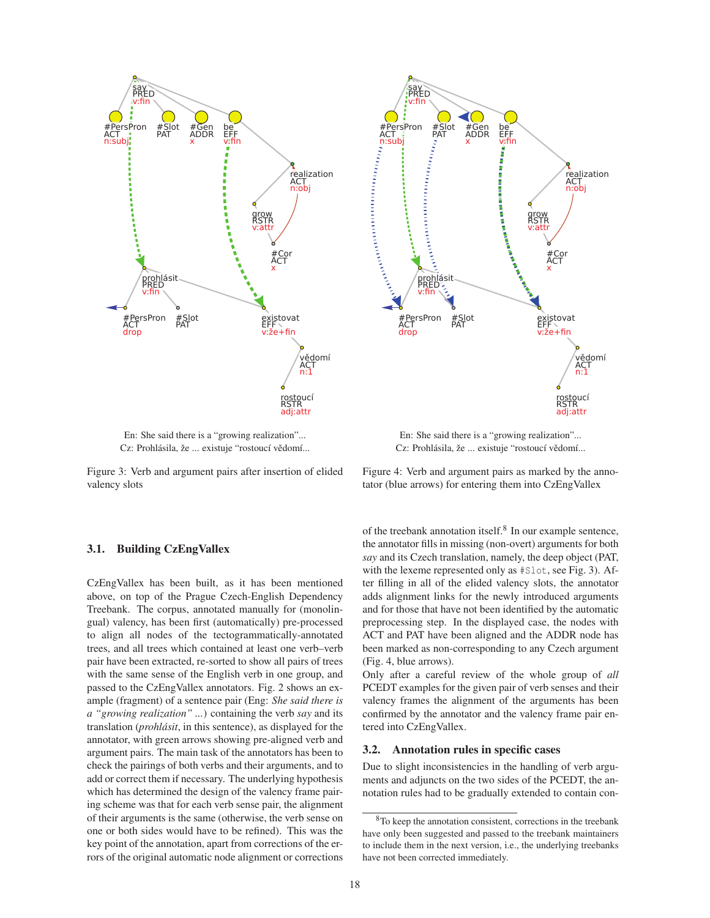En: She said there is a "growing realization"...
Cz: Prohlásila, že ... existuje "rostoucí vědomí...

Figure 3: Verb and argument pairs after insertion of elided valency slots

En: She said there is a "growing realization"...
Cz: Prohlásila, že ... existuje "rostoucí vědomí...

Figure 4: Verb and argument pairs as marked by the annotator (blue arrows) for entering them into CzEngVallex

### 3.1. Building CzEngVallex

CzEngVallex has been built, as it has been mentioned above, on top of the Prague Czech-English Dependency Treebank. The corpus, annotated manually for (monolingual) valency, has been first (automatically) pre-processed to align all nodes of the tectogrammatically-annotated trees, and all trees which contained at least one verb–verb pair have been extracted, re-sorted to show all pairs of trees with the same sense of the English verb in one group, and passed to the CzEngVallex annotators. Fig. 2 shows an example (fragment) of a sentence pair (Eng: *She said there is a "growing realization" ...*) containing the verb *say* and its translation (*prohlásit*, in this sentence), as displayed for the annotator, with green arrows showing pre-aligned verb and argument pairs. The main task of the annotators has been to check the pairings of both verbs and their arguments, and to add or correct them if necessary. The underlying hypothesis which has determined the design of the valency frame pairing scheme was that for each verb sense pair, the alignment of their arguments is the same (otherwise, the verb sense on one or both sides would have to be refined). This was the key point of the annotation, apart from corrections of the errors of the original automatic node alignment or corrections of the treebank annotation itself.[8] In our example sentence, the annotator fills in missing (non-overt) arguments for both *say* and its Czech translation, namely, the deep object (PAT, with the lexeme represented only as `#Slot`, see Fig. 3). After filling in all of the elided valency slots, the annotator adds alignment links for the newly introduced arguments and for those that have not been identified by the automatic preprocessing step. In the displayed case, the nodes with ACT and PAT have been aligned and the ADDR node has been marked as non-corresponding to any Czech argument (Fig. 4, blue arrows).

Only after a careful review of the whole group of *all* PCEDT examples for the given pair of verb senses and their valency frames the alignment of the arguments has been confirmed by the annotator and the valency frame pair entered into CzEngVallex.

### 3.2. Annotation rules in specific cases

Due to slight inconsistencies in the handling of verb arguments and adjuncts on the two sides of the PCEDT, the annotation rules had to be gradually extended to contain con-

[8] To keep the annotation consistent, corrections in the treebank have only been suggested and passed to the treebank maintainers to include them in the next version, i.e., the underlying treebanks have not been corrected immediately.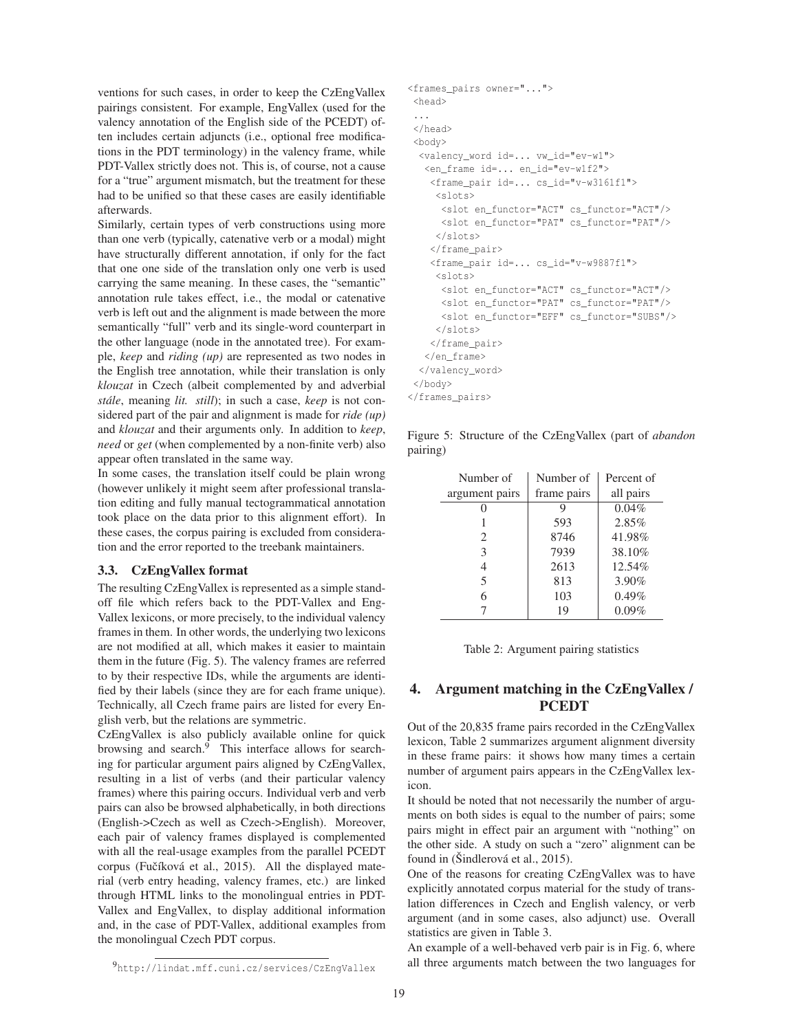ventions for such cases, in order to keep the CzEngVallex pairings consistent. For example, EngVallex (used for the valency annotation of the English side of the PCEDT) often includes certain adjuncts (i.e., optional free modifications in the PDT terminology) in the valency frame, while PDT-Vallex strictly does not. This is, of course, not a cause for a "true" argument mismatch, but the treatment for these had to be unified so that these cases are easily identifiable afterwards.

Similarly, certain types of verb constructions using more than one verb (typically, catenative verb or a modal) might have structurally different annotation, if only for the fact that one one side of the translation only one verb is used carrying the same meaning. In these cases, the "semantic" annotation rule takes effect, i.e., the modal or catenative verb is left out and the alignment is made between the more semantically "full" verb and its single-word counterpart in the other language (node in the annotated tree). For example, *keep* and *riding (up)* are represented as two nodes in the English tree annotation, while their translation is only *klouzat* in Czech (albeit complemented by and adverbial *stále*, meaning *lit. still*); in such a case, *keep* is not considered part of the pair and alignment is made for *ride (up)* and *klouzat* and their arguments only. In addition to *keep*, *need* or *get* (when complemented by a non-finite verb) also appear often translated in the same way.

In some cases, the translation itself could be plain wrong (however unlikely it might seem after professional translation editing and fully manual tectogrammatical annotation took place on the data prior to this alignment effort). In these cases, the corpus pairing is excluded from consideration and the error reported to the treebank maintainers.

### 3.3. CzEngVallex format

The resulting CzEngVallex is represented as a simple standoff file which refers back to the PDT-Vallex and EngVallex lexicons, or more precisely, to the individual valency frames in them. In other words, the underlying two lexicons are not modified at all, which makes it easier to maintain them in the future (Fig. 5). The valency frames are referred to by their respective IDs, while the arguments are identified by their labels (since they are for each frame unique). Technically, all Czech frame pairs are listed for every English verb, but the relations are symmetric.

CzEngVallex is also publicly available online for quick browsing and search.[9] This interface allows for searching for particular argument pairs aligned by CzEngVallex, resulting in a list of verbs (and their particular valency frames) where this pairing occurs. Individual verb and verb pairs can also be browsed alphabetically, in both directions (English->Czech as well as Czech->English). Moreover, each pair of valency frames displayed is complemented with all the real-usage examples from the parallel PCEDT corpus (Fučíková et al., 2015). All the displayed material (verb entry heading, valency frames, etc.) are linked through HTML links to the monolingual entries in PDT-Vallex and EngVallex, to display additional information and, in the case of PDT-Vallex, additional examples from the monolingual Czech PDT corpus.

[9] http://lindat.mff.cuni.cz/services/CzEngVallex

```
<frames_pairs owner="...">
 <head>
 ...
 </head>
 <body>
  <valency_word id=... vw_id="ev-w1">
   <en_frame id=... en_id="ev-w1f2">
    <frame_pair id=... cs_id="v-w3161f1">
     <slots>
      <slot en_functor="ACT" cs_functor="ACT"/>
      <slot en_functor="PAT" cs_functor="PAT"/>
     </slots>
    </frame_pair>
    <frame_pair id=... cs_id="v-w9887f1">
     <slots>
      <slot en_functor="ACT" cs_functor="ACT"/>
      <slot en_functor="PAT" cs_functor="PAT"/>
      <slot en_functor="EFF" cs_functor="SUBS"/>
     </slots>
    </frame_pair>
   </en_frame>
  </valency_word>
 </body>
</frames_pairs>
```

Figure 5: Structure of the CzEngVallex (part of *abandon* pairing)

| Number of argument pairs | Number of frame pairs | Percent of all pairs |
|---|---|---|
| 0 | 9 | 0.04% |
| 1 | 593 | 2.85% |
| 2 | 8746 | 41.98% |
| 3 | 7939 | 38.10% |
| 4 | 2613 | 12.54% |
| 5 | 813 | 3.90% |
| 6 | 103 | 0.49% |
| 7 | 19 | 0.09% |

Table 2: Argument pairing statistics

## 4. Argument matching in the CzEngVallex / PCEDT

Out of the 20,835 frame pairs recorded in the CzEngVallex lexicon, Table 2 summarizes argument alignment diversity in these frame pairs: it shows how many times a certain number of argument pairs appears in the CzEngVallex lexicon.

It should be noted that not necessarily the number of arguments on both sides is equal to the number of pairs; some pairs might in effect pair an argument with "nothing" on the other side. A study on such a "zero" alignment can be found in (Šindlerová et al., 2015).

One of the reasons for creating CzEngVallex was to have explicitly annotated corpus material for the study of translation differences in Czech and English valency, or verb argument (and in some cases, also adjunct) use. Overall statistics are given in Table 3.

An example of a well-behaved verb pair is in Fig. 6, where all three arguments match between the two languages for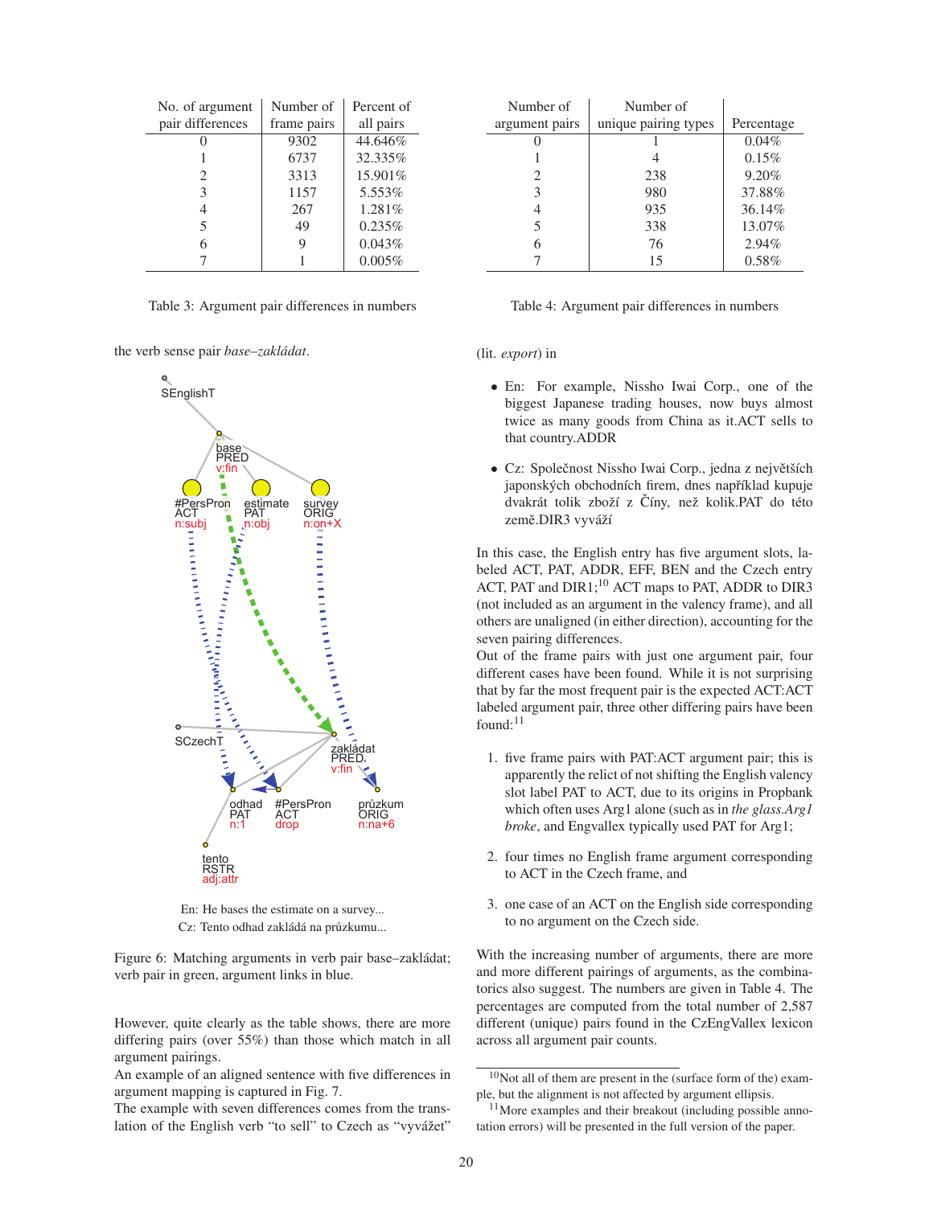| No. of argument pair differences | Number of frame pairs | Percent of all pairs |
|---|---|---|
| 0 | 9302 | 44.646% |
| 1 | 6737 | 32.335% |
| 2 | 3313 | 15.901% |
| 3 | 1157 | 5.553% |
| 4 | 267 | 1.281% |
| 5 | 49 | 0.235% |
| 6 | 9 | 0.043% |
| 7 | 1 | 0.005% |

Table 3: Argument pair differences in numbers

| Number of argument pairs | Number of unique pairing types | Percentage |
|---|---|---|
| 0 | 1 | 0.04% |
| 1 | 4 | 0.15% |
| 2 | 238 | 9.20% |
| 3 | 980 | 37.88% |
| 4 | 935 | 36.14% |
| 5 | 338 | 13.07% |
| 6 | 76 | 2.94% |
| 7 | 15 | 0.58% |

Table 4: Argument pair differences in numbers

the verb sense pair *base–zakládat*.

En: He bases the estimate on a survey...
Cz: Tento odhad zakládá na průzkumu...

Figure 6: Matching arguments in verb pair base–zakládat; verb pair in green, argument links in blue.

However, quite clearly as the table shows, there are more differing pairs (over 55%) than those which match in all argument pairings.

An example of an aligned sentence with five differences in argument mapping is captured in Fig. 7.

The example with seven differences comes from the translation of the English verb "to sell" to Czech as "vyvážet" (lit. *export*) in

- En: For example, Nissho Iwai Corp., one of the biggest Japanese trading houses, now buys almost twice as many goods from China as it.ACT sells to that country.ADDR
- Cz: Společnost Nissho Iwai Corp., jedna z největších japonských obchodních firem, dnes například kupuje dvakrát tolik zboží z Číny, než kolik.PAT do této země.DIR3 vyváží

In this case, the English entry has five argument slots, labeled ACT, PAT, ADDR, EFF, BEN and the Czech entry ACT, PAT and DIR1;[10] ACT maps to PAT, ADDR to DIR3 (not included as an argument in the valency frame), and all others are unaligned (in either direction), accounting for the seven pairing differences.

Out of the frame pairs with just one argument pair, four different cases have been found. While it is not surprising that by far the most frequent pair is the expected ACT:ACT labeled argument pair, three other differing pairs have been found:[11]

1. five frame pairs with PAT:ACT argument pair; this is apparently the relict of not shifting the English valency slot label PAT to ACT, due to its origins in Propbank which often uses Arg1 alone (such as in *the glass.Arg1 broke*, and Engvallex typically used PAT for Arg1;
2. four times no English frame argument corresponding to ACT in the Czech frame, and
3. one case of an ACT on the English side corresponding to no argument on the Czech side.

With the increasing number of arguments, there are more and more different pairings of arguments, as the combinatorics also suggest. The numbers are given in Table 4. The percentages are computed from the total number of 2,587 different (unique) pairs found in the CzEngVallex lexicon across all argument pair counts.

[10] Not all of them are present in the (surface form of the) example, but the alignment is not affected by argument ellipsis.

[11] More examples and their breakout (including possible annotation errors) will be presented in the full version of the paper.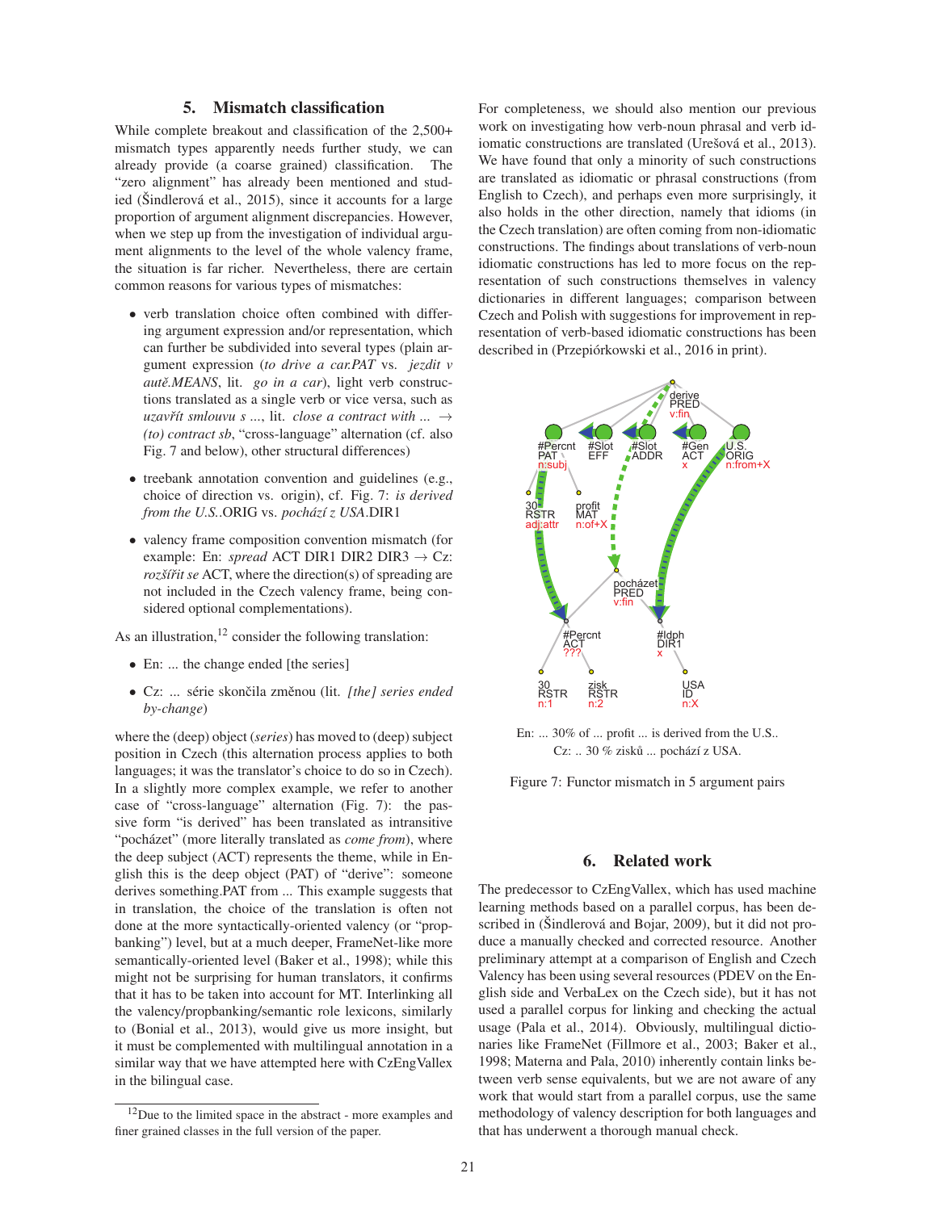## 5. Mismatch classification

While complete breakout and classification of the 2,500+ mismatch types apparently needs further study, we can already provide (a coarse grained) classification. The "zero alignment" has already been mentioned and studied (Šindlerová et al., 2015), since it accounts for a large proportion of argument alignment discrepancies. However, when we step up from the investigation of individual argument alignments to the level of the whole valency frame, the situation is far richer. Nevertheless, there are certain common reasons for various types of mismatches:

- verb translation choice often combined with differing argument expression and/or representation, which can further be subdivided into several types (plain argument expression (*to drive a car.PAT* vs. *jezdit v autě.MEANS*, lit. *go in a car*), light verb constructions translated as a single verb or vice versa, such as *uzavřít smlouvu s ...*, lit. *close a contract with ...* → *(to) contract sb*, "cross-language" alternation (cf. also Fig. 7 and below), other structural differences)
- treebank annotation convention and guidelines (e.g., choice of direction vs. origin), cf. Fig. 7: *is derived from the U.S.*.ORIG vs. *pochází z USA*.DIR1
- valency frame composition convention mismatch (for example: En: *spread* ACT DIR1 DIR2 DIR3 → Cz: *rozšířit se* ACT, where the direction(s) of spreading are not included in the Czech valency frame, being considered optional complementations).

As an illustration,[12] consider the following translation:

- En: ... the change ended [the series]
- Cz: ... série skončila změnou (lit. *[the] series ended by-change*)

where the (deep) object (*series*) has moved to (deep) subject position in Czech (this alternation process applies to both languages; it was the translator's choice to do so in Czech). In a slightly more complex example, we refer to another case of "cross-language" alternation (Fig. 7): the passive form "is derived" has been translated as intransitive "pocházet" (more literally translated as *come from*), where the deep subject (ACT) represents the theme, while in English this is the deep object (PAT) of "derive": someone derives something.PAT from ... This example suggests that in translation, the choice of the translation is often not done at the more syntactically-oriented valency (or "propbanking") level, but at a much deeper, FrameNet-like more semantically-oriented level (Baker et al., 1998); while this might not be surprising for human translators, it confirms that it has to be taken into account for MT. Interlinking all the valency/propbanking/semantic role lexicons, similarly to (Bonial et al., 2013), would give us more insight, but it must be complemented with multilingual annotation in a similar way that we have attempted here with CzEngVallex in the bilingual case.

[12] Due to the limited space in the abstract - more examples and finer grained classes in the full version of the paper.

For completeness, we should also mention our previous work on investigating how verb-noun phrasal and verb idiomatic constructions are translated (Urešová et al., 2013). We have found that only a minority of such constructions are translated as idiomatic or phrasal constructions (from English to Czech), and perhaps even more surprisingly, it also holds in the other direction, namely that idioms (in the Czech translation) are often coming from non-idiomatic constructions. The findings about translations of verb-noun idiomatic constructions has led to more focus on the representation of such constructions themselves in valency dictionaries in different languages; comparison between Czech and Polish with suggestions for improvement in representation of verb-based idiomatic constructions has been described in (Przepiórkowski et al., 2016 in print).

En: ... 30% of ... profit ... is derived from the U.S..
Cz: .. 30 % zisků ... pochází z USA.

Figure 7: Functor mismatch in 5 argument pairs

## 6. Related work

The predecessor to CzEngVallex, which has used machine learning methods based on a parallel corpus, has been described in (Šindlerová and Bojar, 2009), but it did not produce a manually checked and corrected resource. Another preliminary attempt at a comparison of English and Czech Valency has been using several resources (PDEV on the English side and VerbaLex on the Czech side), but it has not used a parallel corpus for linking and checking the actual usage (Pala et al., 2014). Obviously, multilingual dictionaries like FrameNet (Fillmore et al., 2003; Baker et al., 1998; Materna and Pala, 2010) inherently contain links between verb sense equivalents, but we are not aware of any work that would start from a parallel corpus, use the same methodology of valency description for both languages and that has underwent a thorough manual check.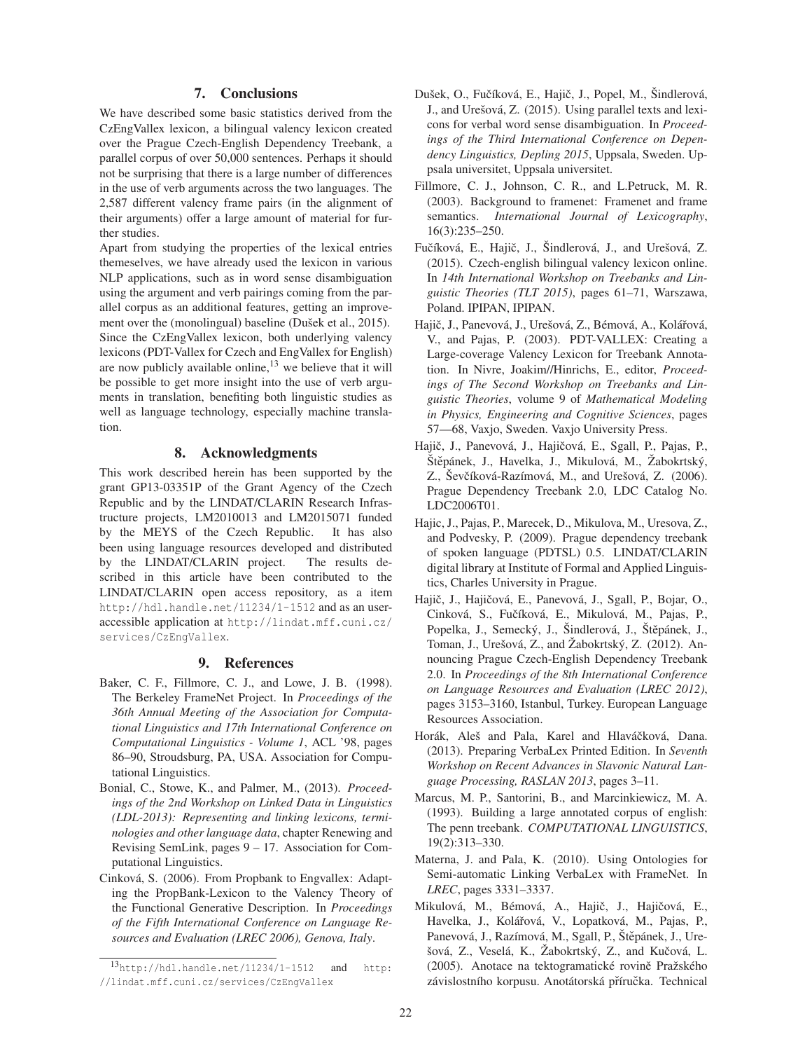## 7. Conclusions

We have described some basic statistics derived from the CzEngVallex lexicon, a bilingual valency lexicon created over the Prague Czech-English Dependency Treebank, a parallel corpus of over 50,000 sentences. Perhaps it should not be surprising that there is a large number of differences in the use of verb arguments across the two languages. The 2,587 different valency frame pairs (in the alignment of their arguments) offer a large amount of material for further studies.

Apart from studying the properties of the lexical entries themeselves, we have already used the lexicon in various NLP applications, such as in word sense disambiguation using the argument and verb pairings coming from the parallel corpus as an additional features, getting an improvement over the (monolingual) baseline (Dušek et al., 2015).

Since the CzEngVallex lexicon, both underlying valency lexicons (PDT-Vallex for Czech and EngVallex for English) are now publicly available online,[13] we believe that it will be possible to get more insight into the use of verb arguments in translation, benefiting both linguistic studies as well as language technology, especially machine translation.

## 8. Acknowledgments

This work described herein has been supported by the grant GP13-03351P of the Grant Agency of the Czech Republic and by the LINDAT/CLARIN Research Infrastructure projects, LM2010013 and LM2015071 funded by the MEYS of the Czech Republic. It has also been using language resources developed and distributed by the LINDAT/CLARIN project. The results described in this article have been contributed to the LINDAT/CLARIN open access repository, as a item http://hdl.handle.net/11234/1-1512 and as an user-accessible application at http://lindat.mff.cuni.cz/services/CzEngVallex.

## 9. References

- Baker, C. F., Fillmore, C. J., and Lowe, J. B. (1998). The Berkeley FrameNet Project. In *Proceedings of the 36th Annual Meeting of the Association for Computational Linguistics and 17th International Conference on Computational Linguistics - Volume 1*, ACL '98, pages 86–90, Stroudsburg, PA, USA. Association for Computational Linguistics.
- Bonial, C., Stowe, K., and Palmer, M., (2013). *Proceedings of the 2nd Workshop on Linked Data in Linguistics (LDL-2013): Representing and linking lexicons, terminologies and other language data*, chapter Renewing and Revising SemLink, pages 9 – 17. Association for Computational Linguistics.
- Cinková, S. (2006). From Propbank to Engvallex: Adapting the PropBank-Lexicon to the Valency Theory of the Functional Generative Description. In *Proceedings of the Fifth International Conference on Language Resources and Evaluation (LREC 2006), Genova, Italy*.
- Dušek, O., Fučíková, E., Hajič, J., Popel, M., Šindlerová, J., and Urešová, Z. (2015). Using parallel texts and lexicons for verbal word sense disambiguation. In *Proceedings of the Third International Conference on Dependency Linguistics, Depling 2015*, Uppsala, Sweden. Uppsala universitet, Uppsala universitet.
- Fillmore, C. J., Johnson, C. R., and L.Petruck, M. R. (2003). Background to framenet: Framenet and frame semantics. *International Journal of Lexicography*, 16(3):235–250.
- Fučíková, E., Hajič, J., Šindlerová, J., and Urešová, Z. (2015). Czech-english bilingual valency lexicon online. In *14th International Workshop on Treebanks and Linguistic Theories (TLT 2015)*, pages 61–71, Warszawa, Poland. IPIPAN, IPIPAN.
- Hajič, J., Panevová, J., Urešová, Z., Bémová, A., Kolářová, V., and Pajas, P. (2003). PDT-VALLEX: Creating a Large-coverage Valency Lexicon for Treebank Annotation. In Nivre, Joakim//Hinrichs, E., editor, *Proceedings of The Second Workshop on Treebanks and Linguistic Theories*, volume 9 of *Mathematical Modeling in Physics, Engineering and Cognitive Sciences*, pages 57—68, Vaxjo, Sweden. Vaxjo University Press.
- Hajič, J., Panevová, J., Hajičová, E., Sgall, P., Pajas, P., Štěpánek, J., Havelka, J., Mikulová, M., Žabokrtský, Z., Ševčíková-Razímová, M., and Urešová, Z. (2006). Prague Dependency Treebank 2.0, LDC Catalog No. LDC2006T01.
- Hajic, J., Pajas, P., Marecek, D., Mikulova, M., Uresova, Z., and Podvesky, P. (2009). Prague dependency treebank of spoken language (PDTSL) 0.5. LINDAT/CLARIN digital library at Institute of Formal and Applied Linguistics, Charles University in Prague.
- Hajič, J., Hajičová, E., Panevová, J., Sgall, P., Bojar, O., Cinková, S., Fučíková, E., Mikulová, M., Pajas, P., Popelka, J., Semecký, J., Šindlerová, J., Štěpánek, J., Toman, J., Urešová, Z., and Žabokrtský, Z. (2012). Announcing Prague Czech-English Dependency Treebank 2.0. In *Proceedings of the 8th International Conference on Language Resources and Evaluation (LREC 2012)*, pages 3153–3160, Istanbul, Turkey. European Language Resources Association.
- Horák, Aleš and Pala, Karel and Hlaváčková, Dana. (2013). Preparing VerbaLex Printed Edition. In *Seventh Workshop on Recent Advances in Slavonic Natural Language Processing, RASLAN 2013*, pages 3–11.
- Marcus, M. P., Santorini, B., and Marcinkiewicz, M. A. (1993). Building a large annotated corpus of english: The penn treebank. *COMPUTATIONAL LINGUISTICS*, 19(2):313–330.
- Materna, J. and Pala, K. (2010). Using Ontologies for Semi-automatic Linking VerbaLex with FrameNet. In *LREC*, pages 3331–3337.
- Mikulová, M., Bémová, A., Hajič, J., Hajičová, E., Havelka, J., Kolářová, V., Lopatková, M., Pajas, P., Panevová, J., Razímová, M., Sgall, P., Štěpánek, J., Urešová, Z., Veselá, K., Žabokrtský, Z., and Kučová, L. (2005). Anotace na tektogramatické rovině Pražského závislostního korpusu. Anotátorská příručka. Technical

[13] http://hdl.handle.net/11234/1-1512 and http://lindat.mff.cuni.cz/services/CzEngVallex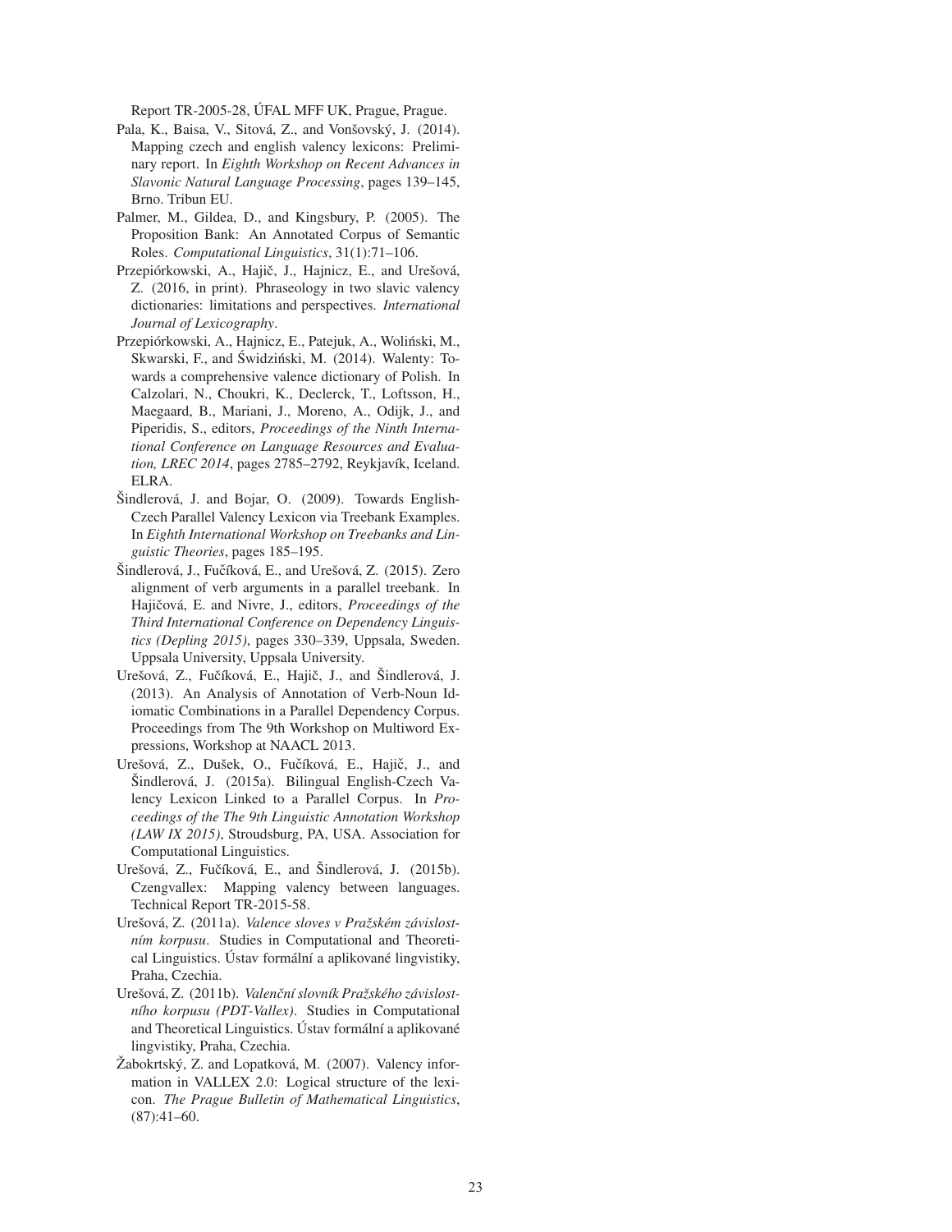Report TR-2005-28, ÚFAL MFF UK, Prague, Prague.

Pala, K., Baisa, V., Sitová, Z., and Vonšovský, J. (2014). Mapping czech and english valency lexicons: Preliminary report. In *Eighth Workshop on Recent Advances in Slavonic Natural Language Processing*, pages 139–145, Brno. Tribun EU.

Palmer, M., Gildea, D., and Kingsbury, P. (2005). The Proposition Bank: An Annotated Corpus of Semantic Roles. *Computational Linguistics*, 31(1):71–106.

Przepiórkowski, A., Hajič, J., Hajnicz, E., and Urešová, Z. (2016, in print). Phraseology in two slavic valency dictionaries: limitations and perspectives. *International Journal of Lexicography*.

Przepiórkowski, A., Hajnicz, E., Patejuk, A., Woliński, M., Skwarski, F., and Świdziński, M. (2014). Walenty: Towards a comprehensive valence dictionary of Polish. In Calzolari, N., Choukri, K., Declerck, T., Loftsson, H., Maegaard, B., Mariani, J., Moreno, A., Odijk, J., and Piperidis, S., editors, *Proceedings of the Ninth International Conference on Language Resources and Evaluation, LREC 2014*, pages 2785–2792, Reykjavík, Iceland. ELRA.

Šindlerová, J. and Bojar, O. (2009). Towards English-Czech Parallel Valency Lexicon via Treebank Examples. In *Eighth International Workshop on Treebanks and Linguistic Theories*, pages 185–195.

Šindlerová, J., Fučíková, E., and Urešová, Z. (2015). Zero alignment of verb arguments in a parallel treebank. In Hajičová, E. and Nivre, J., editors, *Proceedings of the Third International Conference on Dependency Linguistics (Depling 2015)*, pages 330–339, Uppsala, Sweden. Uppsala University, Uppsala University.

Urešová, Z., Fučíková, E., Hajič, J., and Šindlerová, J. (2013). An Analysis of Annotation of Verb-Noun Idiomatic Combinations in a Parallel Dependency Corpus. Proceedings from The 9th Workshop on Multiword Expressions, Workshop at NAACL 2013.

Urešová, Z., Dušek, O., Fučíková, E., Hajič, J., and Šindlerová, J. (2015a). Bilingual English-Czech Valency Lexicon Linked to a Parallel Corpus. In *Proceedings of the The 9th Linguistic Annotation Workshop (LAW IX 2015)*, Stroudsburg, PA, USA. Association for Computational Linguistics.

Urešová, Z., Fučíková, E., and Šindlerová, J. (2015b). Czengvallex: Mapping valency between languages. Technical Report TR-2015-58.

Urešová, Z. (2011a). *Valence sloves v Pražském závislostním korpusu*. Studies in Computational and Theoretical Linguistics. Ústav formální a aplikované lingvistiky, Praha, Czechia.

Urešová, Z. (2011b). *Valenční slovník Pražského závislostního korpusu (PDT-Vallex)*. Studies in Computational and Theoretical Linguistics. Ústav formální a aplikované lingvistiky, Praha, Czechia.

Žabokrtský, Z. and Lopatková, M. (2007). Valency information in VALLEX 2.0: Logical structure of the lexicon. *The Prague Bulletin of Mathematical Linguistics*, (87):41–60.